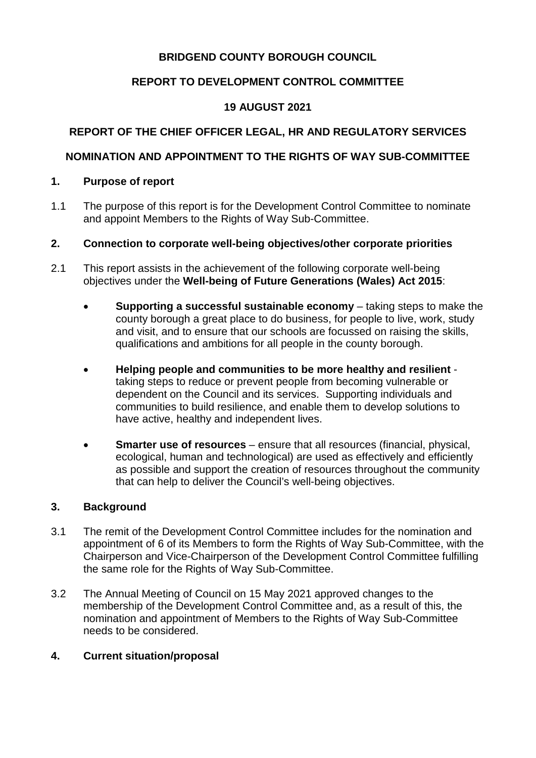**BRIDGEND COUNTY BOROUGH COUNCIL**

**REPORT TO DEVELOPMENT CONTROL COMMITTEE**

**19 AUGUST 2021**

**REPORT OF THE CHIEF OFFICER LEGAL, HR AND REGULATORY SERVICES**

**NOMINATION AND APPOINTMENT TO THE RIGHTS OF WAY SUB-COMMITTEE**

## 1. Purpose of report

1.1 The purpose of this report is for the Development Control Committee to nominate and appoint Members to the Rights of Way Sub-Committee.

## 2. Connection to corporate well-being objectives/other corporate priorities

2.1 This report assists in the achievement of the following corporate well-being objectives under the **Well-being of Future Generations (Wales) Act 2015**:

- **Supporting a successful sustainable economy** – taking steps to make the county borough a great place to do business, for people to live, work, study and visit, and to ensure that our schools are focussed on raising the skills, qualifications and ambitions for all people in the county borough.
- **Helping people and communities to be more healthy and resilient** - taking steps to reduce or prevent people from becoming vulnerable or dependent on the Council and its services. Supporting individuals and communities to build resilience, and enable them to develop solutions to have active, healthy and independent lives.
- **Smarter use of resources** – ensure that all resources (financial, physical, ecological, human and technological) are used as effectively and efficiently as possible and support the creation of resources throughout the community that can help to deliver the Council's well-being objectives.

## 3. Background

3.1 The remit of the Development Control Committee includes for the nomination and appointment of 6 of its Members to form the Rights of Way Sub-Committee, with the Chairperson and Vice-Chairperson of the Development Control Committee fulfilling the same role for the Rights of Way Sub-Committee.

3.2 The Annual Meeting of Council on 15 May 2021 approved changes to the membership of the Development Control Committee and, as a result of this, the nomination and appointment of Members to the Rights of Way Sub-Committee needs to be considered.

## 4. Current situation/proposal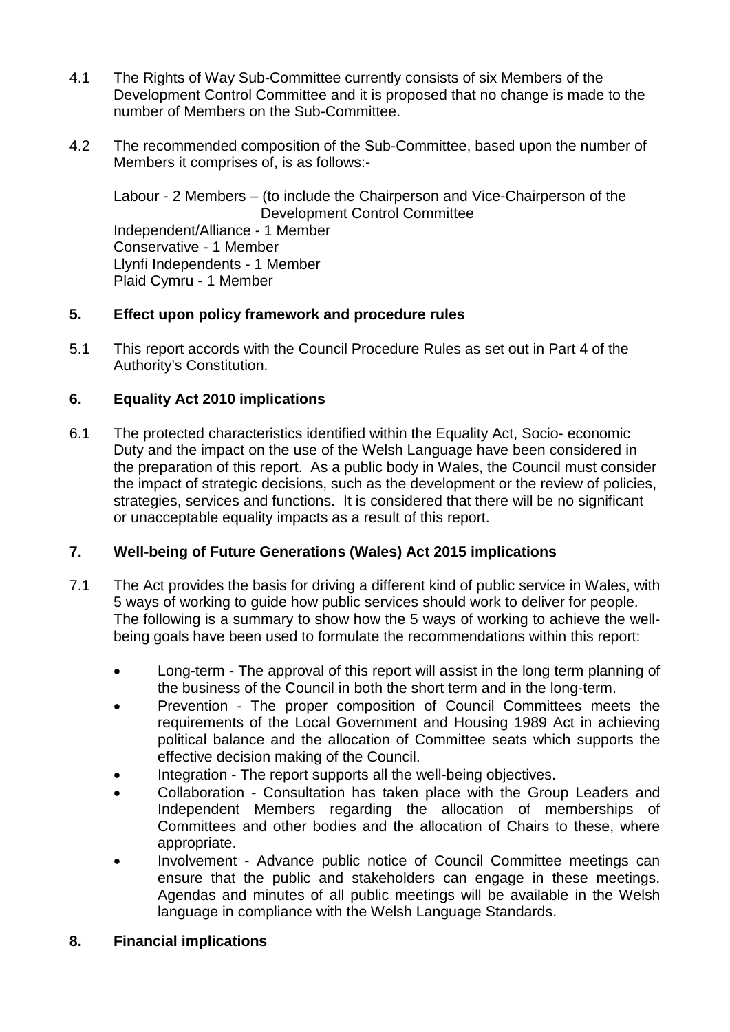4.1 The Rights of Way Sub-Committee currently consists of six Members of the Development Control Committee and it is proposed that no change is made to the number of Members on the Sub-Committee.

4.2 The recommended composition of the Sub-Committee, based upon the number of Members it comprises of, is as follows:-

Labour - 2 Members – (to include the Chairperson and Vice-Chairperson of the Development Control Committee
Independent/Alliance - 1 Member
Conservative - 1 Member
Llynfi Independents - 1 Member
Plaid Cymru - 1 Member

## 5. Effect upon policy framework and procedure rules

5.1 This report accords with the Council Procedure Rules as set out in Part 4 of the Authority's Constitution.

## 6. Equality Act 2010 implications

6.1 The protected characteristics identified within the Equality Act, Socio- economic Duty and the impact on the use of the Welsh Language have been considered in the preparation of this report. As a public body in Wales, the Council must consider the impact of strategic decisions, such as the development or the review of policies, strategies, services and functions. It is considered that there will be no significant or unacceptable equality impacts as a result of this report.

## 7. Well-being of Future Generations (Wales) Act 2015 implications

7.1 The Act provides the basis for driving a different kind of public service in Wales, with 5 ways of working to guide how public services should work to deliver for people. The following is a summary to show how the 5 ways of working to achieve the well-being goals have been used to formulate the recommendations within this report:

- Long-term - The approval of this report will assist in the long term planning of the business of the Council in both the short term and in the long-term.
- Prevention - The proper composition of Council Committees meets the requirements of the Local Government and Housing 1989 Act in achieving political balance and the allocation of Committee seats which supports the effective decision making of the Council.
- Integration - The report supports all the well-being objectives.
- Collaboration - Consultation has taken place with the Group Leaders and Independent Members regarding the allocation of memberships of Committees and other bodies and the allocation of Chairs to these, where appropriate.
- Involvement - Advance public notice of Council Committee meetings can ensure that the public and stakeholders can engage in these meetings. Agendas and minutes of all public meetings will be available in the Welsh language in compliance with the Welsh Language Standards.

## 8. Financial implications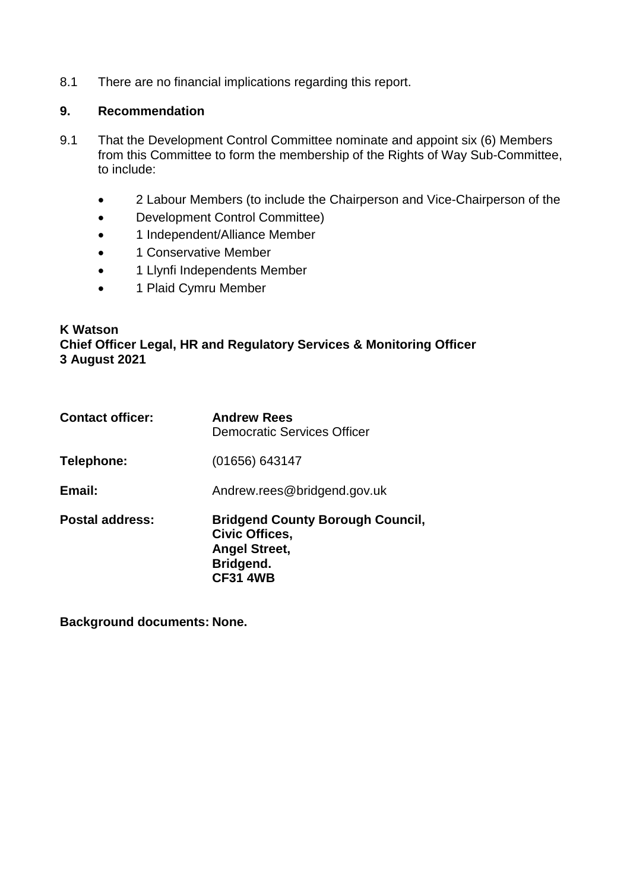8.1 There are no financial implications regarding this report.

## 9. Recommendation

9.1 That the Development Control Committee nominate and appoint six (6) Members from this Committee to form the membership of the Rights of Way Sub-Committee, to include:

- 2 Labour Members (to include the Chairperson and Vice-Chairperson of the
- Development Control Committee)
- 1 Independent/Alliance Member
- 1 Conservative Member
- 1 Llynfi Independents Member
- 1 Plaid Cymru Member

**K Watson**
**Chief Officer Legal, HR and Regulatory Services & Monitoring Officer**
**3 August 2021**

| | |
|---|---|
| **Contact officer:** | **Andrew Rees**<br>Democratic Services Officer |
| **Telephone:** | (01656) 643147 |
| **Email:** | Andrew.rees@bridgend.gov.uk |
| **Postal address:** | **Bridgend County Borough Council,**<br>**Civic Offices,**<br>**Angel Street,**<br>**Bridgend.**<br>**CF31 4WB** |

**Background documents: None.**